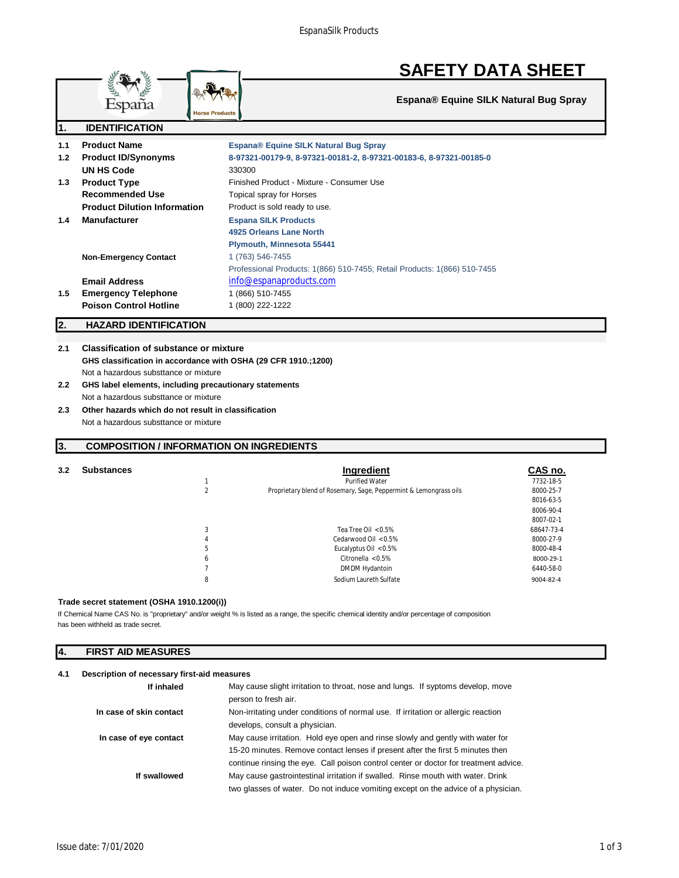# SAFETY DATA SHEET

**Espana® Equine SILK Natural Bug Spray**

## 1. IDENTIFICATION

| | | |
|---|---|---|
| 1.1 | **Product Name** | **Espana® Equine SILK Natural Bug Spray** |
| 1.2 | **Product ID/Synonyms** | **8-97321-00179-9, 8-97321-00181-2, 8-97321-00183-6, 8-97321-00185-0** |
| | **UN HS Code** | 330300 |
| 1.3 | **Product Type** | Finished Product - Mixture - Consumer Use |
| | **Recommended Use** | Topical spray for Horses |
| | **Product Dilution Information** | Product is sold ready to use. |
| 1.4 | **Manufacturer** | **Espana SILK Products**<br>**4925 Orleans Lane North**<br>**Plymouth, Minnesota 55441** |
| | **Non-Emergency Contact** | 1 (763) 546-7455<br>Professional Products: 1(866) 510-7455; Retail Products: 1(866) 510-7455 |
| | **Email Address** | info@espanaproducts.com |
| 1.5 | **Emergency Telephone** | 1 (866) 510-7455 |
| | **Poison Control Hotline** | 1 (800) 222-1222 |

## 2. HAZARD IDENTIFICATION

**2.1 Classification of substance or mixture**

**GHS classification in accordance with OSHA (29 CFR 1910.;1200)**

Not a hazardous substtance or mixture

**2.2 GHS label elements, including precautionary statements**

Not a hazardous substtance or mixture

**2.3 Other hazards which do not result in classification**

Not a hazardous substtance or mixture

## 3. COMPOSITION / INFORMATION ON INGREDIENTS

**3.2 Substances**

| | Ingredient | CAS no. |
|---|---|---|
| 1 | Purified Water | 7732-18-5 |
| 2 | Proprietary blend of Rosemary, Sage, Peppermint & Lemongrass oils | 8000-25-7<br>8016-63-5<br>8006-90-4<br>8007-02-1 |
| 3 | Tea Tree Oil <0.5% | 68647-73-4 |
| 4 | Cedarwood Oil <0.5% | 8000-27-9 |
| 5 | Eucalyptus Oil <0.5% | 8000-48-4 |
| 6 | Citronella <0.5% | 8000-29-1 |
| 7 | DMDM Hydantoin | 6440-58-0 |
| 8 | Sodium Laureth Sulfate | 9004-82-4 |

**Trade secret statement (OSHA 1910.1200(i))**

If Chemical Name CAS No. is "proprietary" and/or weight % is listed as a range, the specific chemical identity and/or percentage of composition has been withheld as trade secret.

## 4. FIRST AID MEASURES

**4.1 Description of necessary first-aid measures**

| | |
|---|---|
| **If inhaled** | May cause slight irritation to throat, nose and lungs. If syptoms develop, move person to fresh air. |
| **In case of skin contact** | Non-irritating under conditions of normal use. If irritation or allergic reaction develops, consult a physician. |
| **In case of eye contact** | May cause irritation. Hold eye open and rinse slowly and gently with water for 15-20 minutes. Remove contact lenses if present after the first 5 minutes then continue rinsing the eye. Call poison control center or doctor for treatment advice. |
| **If swallowed** | May cause gastrointestinal irritation if swalled. Rinse mouth with water. Drink two glasses of water. Do not induce vomiting except on the advice of a physician. |

Issue date: 7/01/2020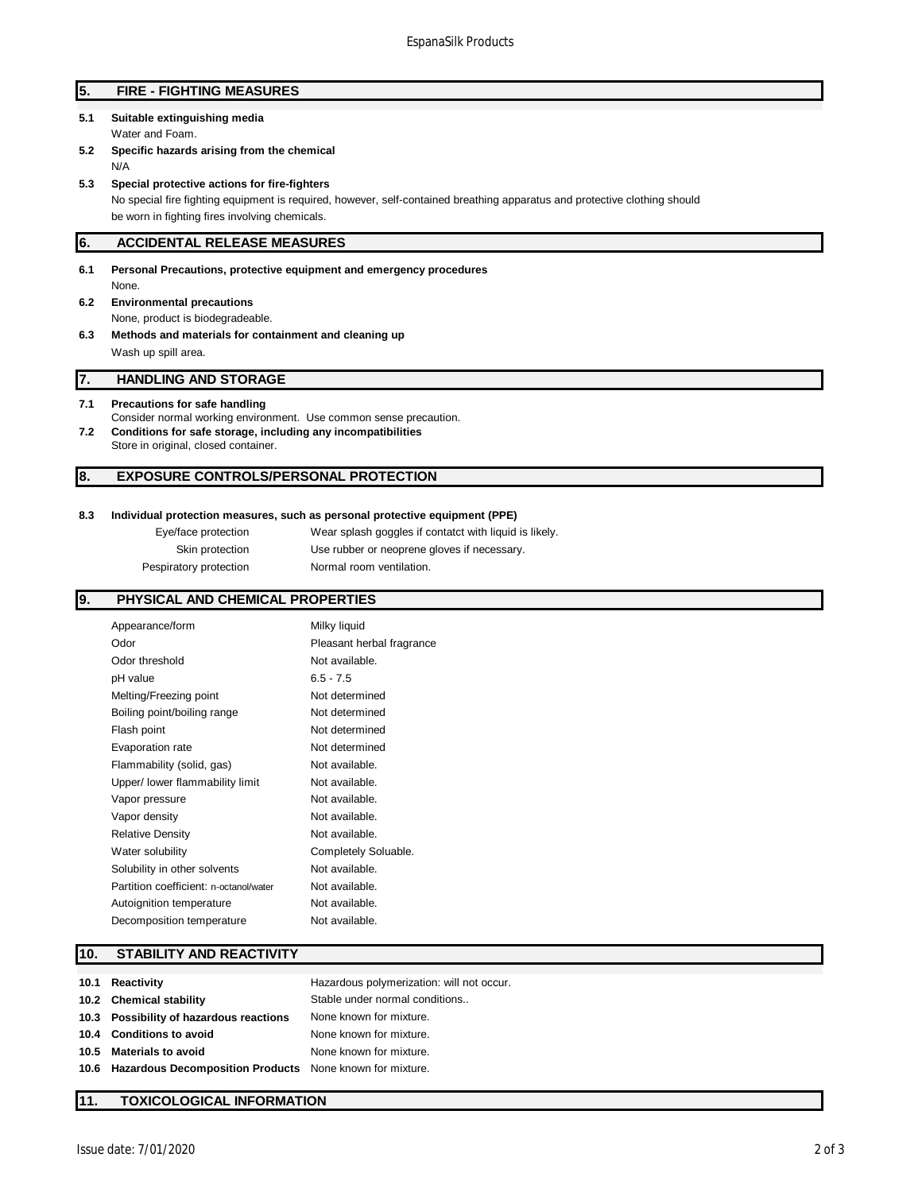## 5. FIRE - FIGHTING MEASURES

**5.1 Suitable extinguishing media**

Water and Foam.

**5.2 Specific hazards arising from the chemical**

N/A

**5.3 Special protective actions for fire-fighters**

No special fire fighting equipment is required, however, self-contained breathing apparatus and protective clothing should be worn in fighting fires involving chemicals.

## 6. ACCIDENTAL RELEASE MEASURES

**6.1 Personal Precautions, protective equipment and emergency procedures**

None.

**6.2 Environmental precautions**

None, product is biodegradeable.

**6.3 Methods and materials for containment and cleaning up**

Wash up spill area.

## 7. HANDLING AND STORAGE

**7.1 Precautions for safe handling**

Consider normal working environment. Use common sense precaution.

**7.2 Conditions for safe storage, including any incompatibilities**

Store in original, closed container.

## 8. EXPOSURE CONTROLS/PERSONAL PROTECTION

**8.3 Individual protection measures, such as personal protective equipment (PPE)**

| | |
|---|---|
| Eye/face protection | Wear splash goggles if contatct with liquid is likely. |
| Skin protection | Use rubber or neoprene gloves if necessary. |
| Pespiratory protection | Normal room ventilation. |

## 9. PHYSICAL AND CHEMICAL PROPERTIES

| | |
|---|---|
| Appearance/form | Milky liquid |
| Odor | Pleasant herbal fragrance |
| Odor threshold | Not available. |
| pH value | 6.5 - 7.5 |
| Melting/Freezing point | Not determined |
| Boiling point/boiling range | Not determined |
| Flash point | Not determined |
| Evaporation rate | Not determined |
| Flammability (solid, gas) | Not available. |
| Upper/ lower flammability limit | Not available. |
| Vapor pressure | Not available. |
| Vapor density | Not available. |
| Relative Density | Not available. |
| Water solubility | Completely Soluable. |
| Solubility in other solvents | Not available. |
| Partition coefficient: n-octanol/water | Not available. |
| Autoignition temperature | Not available. |
| Decomposition temperature | Not available. |

## 10. STABILITY AND REACTIVITY

| | |
|---|---|
| **10.1 Reactivity** | Hazardous polymerization: will not occur. |
| **10.2 Chemical stability** | Stable under normal conditions.. |
| **10.3 Possibility of hazardous reactions** | None known for mixture. |
| **10.4 Conditions to avoid** | None known for mixture. |
| **10.5 Materials to avoid** | None known for mixture. |
| **10.6 Hazardous Decomposition Products** | None known for mixture. |

## 11. TOXICOLOGICAL INFORMATION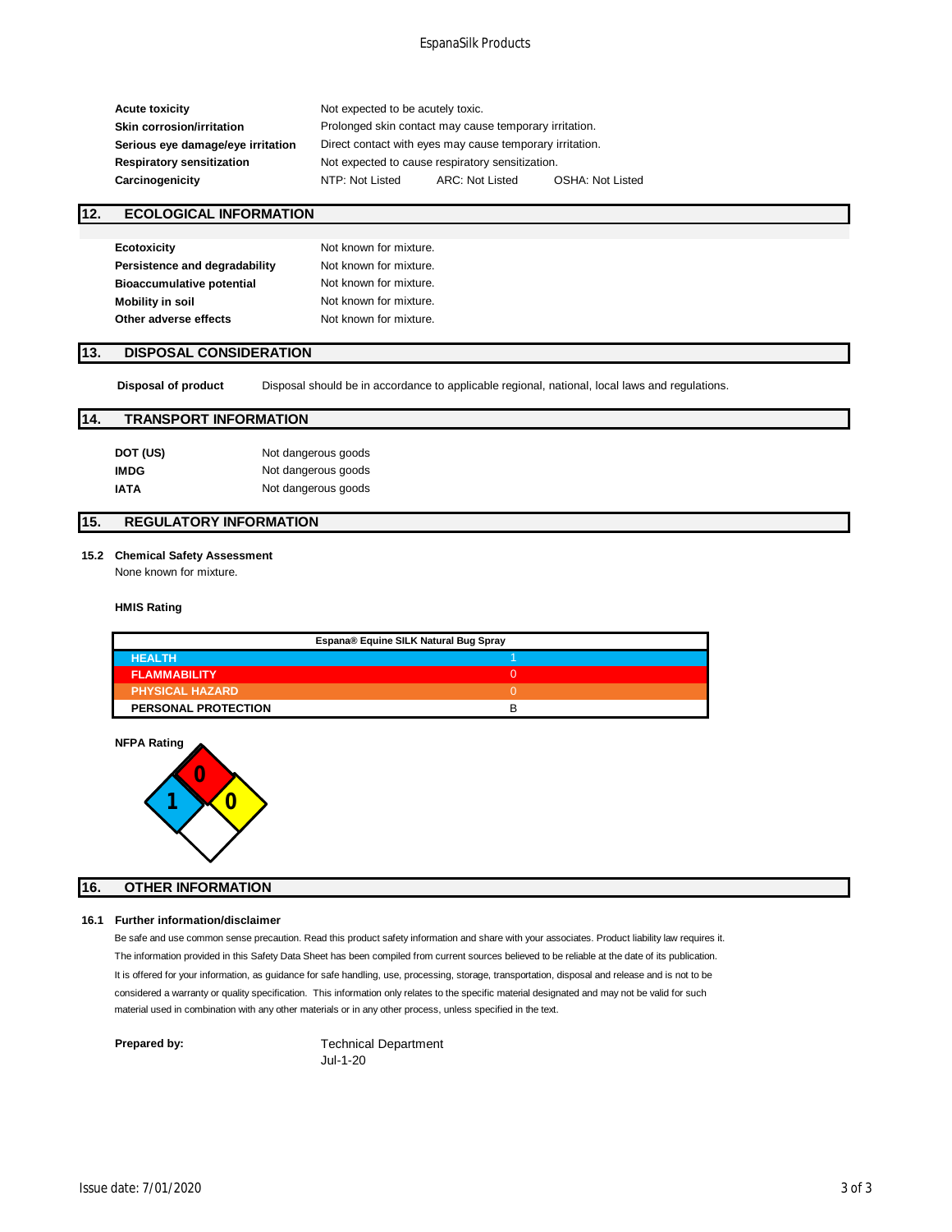| | |
|---|---|
| **Acute toxicity** | Not expected to be acutely toxic. |
| **Skin corrosion/irritation** | Prolonged skin contact may cause temporary irritation. |
| **Serious eye damage/eye irritation** | Direct contact with eyes may cause temporary irritation. |
| **Respiratory sensitization** | Not expected to cause respiratory sensitization. |
| **Carcinogenicity** | NTP: Not Listed ARC: Not Listed OSHA: Not Listed |

## 12. ECOLOGICAL INFORMATION

| | |
|---|---|
| **Ecotoxicity** | Not known for mixture. |
| **Persistence and degradability** | Not known for mixture. |
| **Bioaccumulative potential** | Not known for mixture. |
| **Mobility in soil** | Not known for mixture. |
| **Other adverse effects** | Not known for mixture. |

## 13. DISPOSAL CONSIDERATION

**Disposal of product** Disposal should be in accordance to applicable regional, national, local laws and regulations.

## 14. TRANSPORT INFORMATION

| | |
|---|---|
| **DOT (US)** | Not dangerous goods |
| **IMDG** | Not dangerous goods |
| **IATA** | Not dangerous goods |

## 15. REGULATORY INFORMATION

### 15.2 Chemical Safety Assessment

None known for mixture.

**HMIS Rating**

| Espana® Equine SILK Natural Bug Spray | |
|---|---|
| HEALTH | 1 |
| FLAMMABILITY | 0 |
| PHYSICAL HAZARD | 0 |
| PERSONAL PROTECTION | B |

**NFPA Rating**

0

1

0

## 16. OTHER INFORMATION

### 16.1 Further information/disclaimer

Be safe and use common sense precaution. Read this product safety information and share with your associates. Product liability law requires it. The information provided in this Safety Data Sheet has been compiled from current sources believed to be reliable at the date of its publication. It is offered for your information, as guidance for safe handling, use, processing, storage, transportation, disposal and release and is not to be considered a warranty or quality specification. This information only relates to the specific material designated and may not be valid for such material used in combination with any other materials or in any other process, unless specified in the text.

**Prepared by:** Technical Department
Jul-1-20

Issue date: 7/01/2020